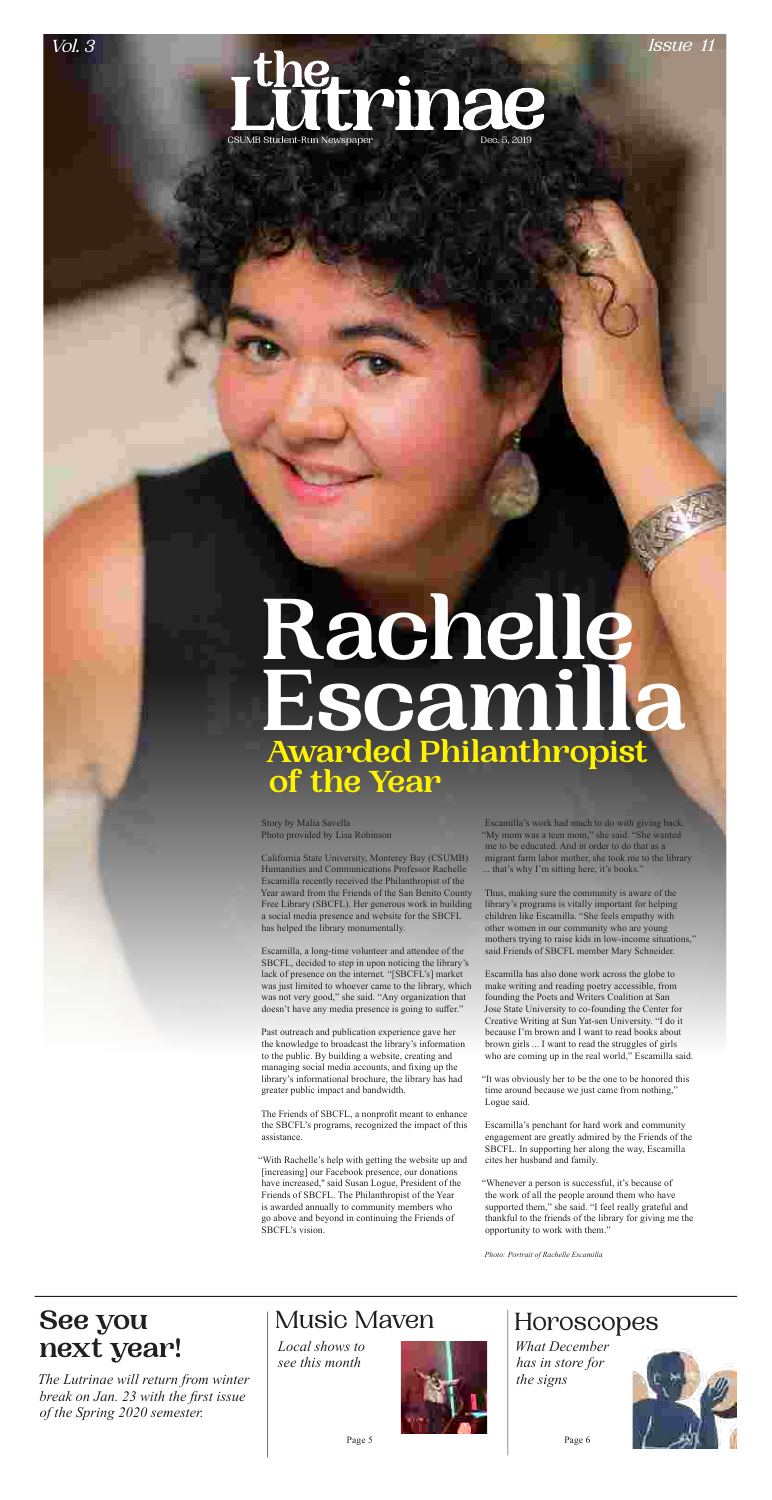# the Lutrinae

CSUMB Student-Run Newspaper

Vol. 3 | Issue 11 | Dec. 5, 2019

# Rachelle Escamilla

## Awarded Philanthropist of the Year

Story by Malia Savella
Photo provided by Lisa Robinson

California State University, Monterey Bay (CSUMB) Humanities and Communications Professor Rachelle Escamilla recently received the Philanthropist of the Year award from the Friends of the San Benito County Free Library (SBCFL). Her generous work in building a social media presence and website for the SBCFL has helped the library monumentally.

Escamilla, a long-time volunteer and attendee of the SBCFL, decided to step in upon noticing the library's lack of presence on the internet. "[SBCFL's] market was just limited to whoever came to the library, which was not very good," she said. "Any organization that doesn't have any media presence is going to suffer."

Past outreach and publication experience gave her the knowledge to broadcast the library's information to the public. By building a website, creating and managing social media accounts, and fixing up the library's informational brochure, the library has had greater public impact and bandwidth.

The Friends of SBCFL, a nonprofit meant to enhance the SBCFL's programs, recognized the impact of this assistance.

"With Rachelle's help with getting the website up and [increasing] our Facebook presence, our donations have increased," said Susan Logue, President of the Friends of SBCFL. The Philanthropist of the Year is awarded annually to community members who go above and beyond in continuing the Friends of SBCFL's vision.

Escamilla's work had much to do with giving back. "My mom was a teen mom," she said. "She wanted me to be educated. And in order to do that as a migrant farm labor mother, she took me to the library ... that's why I'm sitting here, it's books."

Thus, making sure the community is aware of the library's programs is vitally important for helping children like Escamilla. "She feels empathy with other women in our community who are young mothers trying to raise kids in low-income situations," said Friends of SBCFL member Mary Schneider.

Escamilla has also done work across the globe to make writing and reading poetry accessible, from founding the Poets and Writers Coalition at San Jose State University to co-founding the Center for Creative Writing at Sun Yat-sen University. "I do it because I'm brown and I want to read books about brown girls ... I want to read the struggles of girls who are coming up in the real world," Escamilla said.

"It was obviously her to be the one to be honored this time around because we just came from nothing," Logue said.

Escamilla's penchant for hard work and community engagement are greatly admired by the Friends of the SBCFL. In supporting her along the way, Escamilla cites her husband and family.

"Whenever a person is successful, it's because of the work of all the people around them who have supported them," she said. "I feel really grateful and thankful to the friends of the library for giving me the opportunity to work with them."

*Photo: Portrait of Rachelle Escamilla*

## See you next year!

*The Lutrinae will return from winter break on Jan. 23 with the first issue of the Spring 2020 semester.*

## Music Maven

*Local shows to see this month*

Page 5

## Horoscopes

*What December has in store for the signs*

Page 6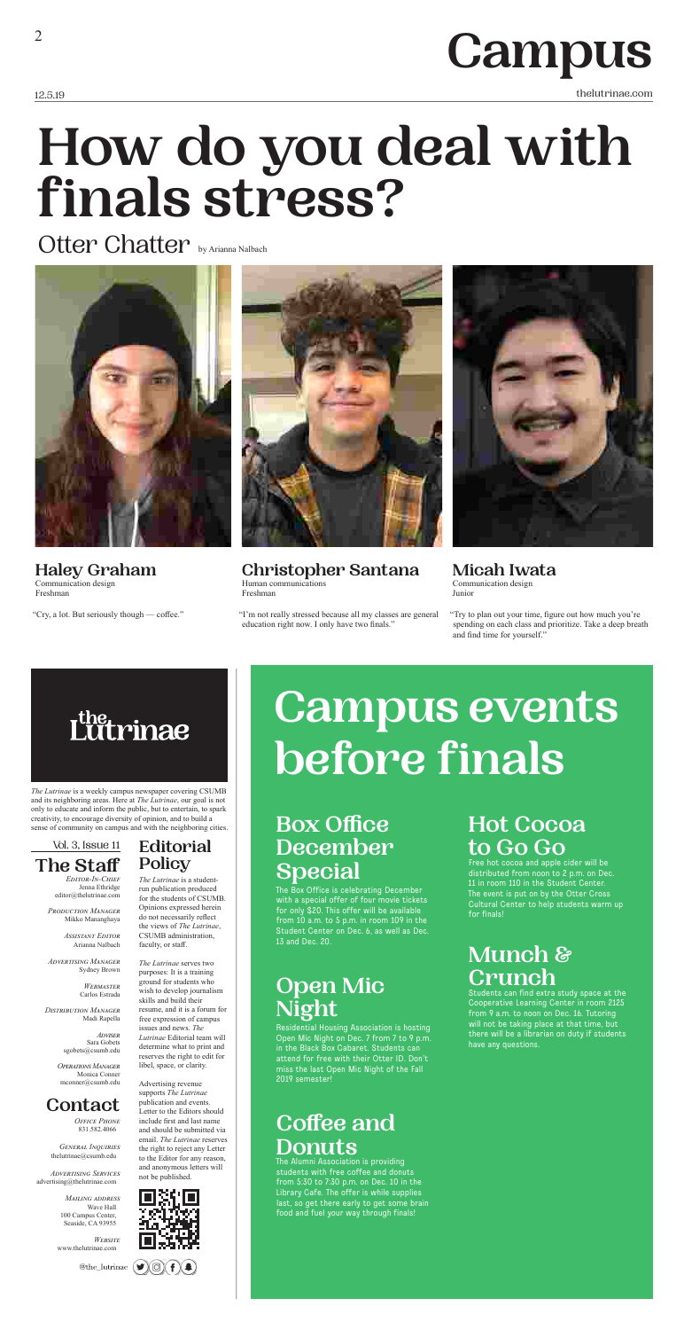# How do you deal with finals stress?

Otter Chatter by Arianna Nalbach

**Haley Graham**
Communication design
Freshman

"Cry, a lot. But seriously though — coffee."

**Christopher Santana**
Human communications
Freshman

"I'm not really stressed because all my classes are general education right now. I only have two finals."

**Micah Iwata**
Communication design
Junior

"Try to plan out your time, figure out how much you're spending on each class and prioritize. Take a deep breath and find time for yourself."

## The Lutrinae

*The Lutrinae* is a weekly campus newspaper covering CSUMB and its neighboring areas. Here at *The Lutrinae*, our goal is not only to educate and inform the public, but to entertain, to spark creativity, to encourage diversity of opinion, and to build a sense of community on campus and with the neighboring cities.

Vol. 3, Issue 11

### The Staff

*Editor-In-Chief*
Jenna Ethridge
editor@thelutrinae.com

*Production Manager*
Mikko Mananghaya

*Assistant Editor*
Arianna Nalbach

*Advertising Manager*
Sydney Brown

*Webmaster*
Carlos Estrada

*Distribution Manager*
Madi Rapella

*Adviser*
Sara Gobets
sgobets@csumb.edu

*Operations Manager*
Monica Conner
mconner@csumb.edu

### Contact

*Office Phone*
831.582.4066

*General Inquiries*
thelutrinae@csumb.edu

*Advertising Services*
advertising@thelutrinae.com

*Mailing Address*
Wave Hall
100 Campus Center,
Seaside, CA 93955

*Website*
www.thelutrinae.com

@the_lutrinae

### Editorial Policy

*The Lutrinae* is a student-run publication produced for the students of CSUMB. Opinions expressed herein do not necessarily reflect the views of *The Lutrinae*, CSUMB administration, faculty, or staff.

*The Lutrinae* serves two purposes: It is a training ground for students who wish to develop journalism skills and build their resume, and it is a forum for free expression of campus issues and news. *The Lutrinae* Editorial team will determine what to print and reserves the right to edit for libel, space, or clarity.

Advertising revenue supports *The Lutrinae* publication and events. Letter to the Editors should include first and last name and should be submitted via email. *The Lutrinae* reserves the right to reject any Letter to the Editor for any reason, and anonymous letters will not be published.

# Campus events before finals

## Box Office December Special

The Box Office is celebrating December with a special offer of four movie tickets for only $20. This offer will be available from 10 a.m. to 5 p.m. in room 109 in the Student Center on Dec. 6, as well as Dec. 13 and Dec. 20.

## Open Mic Night

Residential Housing Association is hosting Open Mic Night on Dec. 7 from 7 to 9 p.m. in the Black Box Cabaret. Students can attend for free with their Otter ID. Don't miss the last Open Mic Night of the Fall 2019 semester!

## Coffee and Donuts

The Alumni Association is providing students with free coffee and donuts from 5:30 to 7:30 p.m. on Dec. 10 in the Library Cafe. The offer is while supplies last, so get there early to get some brain food and fuel your way through finals!

## Hot Cocoa to Go Go

Free hot cocoa and apple cider will be distributed from noon to 2 p.m. on Dec. 11 in room 110 in the Student Center. The event is put on by the Otter Cross Cultural Center to help students warm up for finals!

## Munch & Crunch

Students can find extra study space at the Cooperative Learning Center in room 2125 from 9 a.m. to noon on Dec. 16. Tutoring will not be taking place at that time, but there will be a librarian on duty if students have any questions.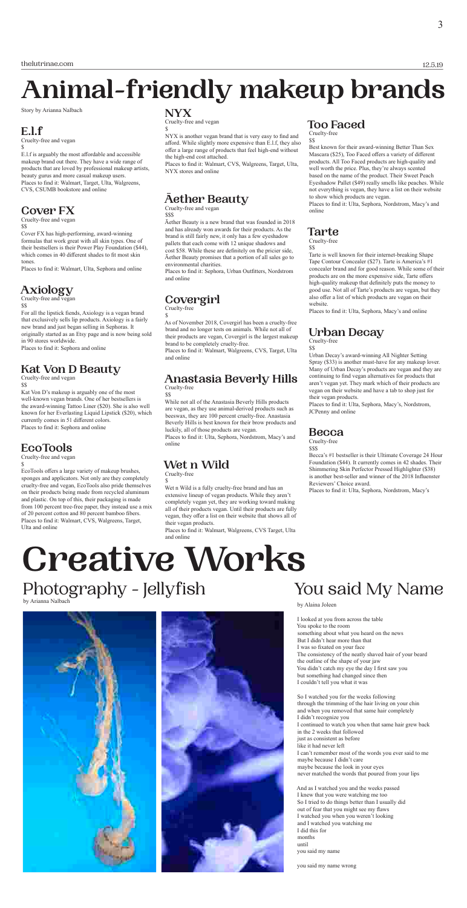# Animal-friendly makeup brands

Story by Arianna Nalbach

## E.l.f

Cruelty-free and vegan

$

E.l.f is arguably the most affordable and accessible makeup brand out there. They have a wide range of products that are loved by professional makeup artists, beauty gurus and more casual makeup users.

Places to find it: Walmart, Target, Ulta, Walgreens, CVS, CSUMB bookstore and online

## Cover FX

Cruelty-free and vegan

$$

Cover FX has high-performing, award-winning formulas that work great with all skin types. One of their bestsellers is their Power Play Foundation ($44), which comes in 40 different shades to fit most skin tones.

Places to find it: Walmart, Ulta, Sephora and online

## Axiology

Cruelty-free and vegan

$$

For all the lipstick fiends, Axiology is a vegan brand that exclusively sells lip products. Axiology is a fairly new brand and just began selling in Sephoras. It originally started as an Etsy page and is now being sold in 90 stores worldwide.

Places to find it: Sephora and online

## Kat Von D Beauty

Cruelty-free and vegan

$$

Kat Von D's makeup is arguably one of the most well-known vegan brands. One of her bestsellers is the award-winning Tattoo Liner ($20). She is also well known for her Everlasting Liquid Lipstick ($20), which currently comes in 51 different colors.

Places to find it: Sephora and online

## EcoTools

Cruelty-free and vegan

$

EcoTools offers a large variety of makeup brushes, sponges and applicators. Not only are they completely cruelty-free and vegan, EcoTools also pride themselves on their products being made from recycled aluminum and plastic. On top of this, their packaging is made from 100 percent tree-free paper, they instead use a mix of 20 percent cotton and 80 percent bamboo fibers.

Places to find it: Walmart, CVS, Walgreens, Target, Ulta and online

## NYX

Cruelty-free and vegan

$

NYX is another vegan brand that is very easy to find and afford. While slightly more expensive than E.l.f, they also offer a large range of products that feel high-end without the high-end cost attached.

Places to find it: Walmart, CVS, Walgreens, Target, Ulta, NYX stores and online

## Āether Beauty

Cruelty-free and vegan

$$$

Āether Beauty is a new brand that was founded in 2018 and has already won awards for their products. As the brand is still fairly new, it only has a few eyeshadow pallets that each come with 12 unique shadows and cost $58. While these are definitely on the pricier side, Āether Beauty promises that a portion of all sales go to environmental charities.

Places to find it: Sephora, Urban Outfitters, Nordstrom and online

## Covergirl

Cruelty-free

$

As of November 2018, Covergirl has been a cruelty-free brand and no longer tests on animals. While not all of their products are vegan, Covergirl is the largest makeup brand to be completely cruelty-free.

Places to find it: Walmart, Walgreens, CVS, Target, Ulta and online

## Anastasia Beverly Hills

Cruelty-free

$$

While not all of the Anastasia Beverly Hills products are vegan, as they use animal-derived products such as beeswax, they are 100 percent cruelty-free. Anastasia Beverly Hills is best known for their brow products and luckily, all of those products are vegan.

Places to find it: Ulta, Sephora, Nordstrom, Macy's and online

## Wet n Wild

Cruelty-free

$

Wet n Wild is a fully cruelty-free brand and has an extensive lineup of vegan products. While they aren't completely vegan yet, they are working toward making all of their products vegan. Until their products are fully vegan, they offer a list on their website that shows all of their vegan products.

Places to find it: Walmart, Walgreens, CVS Target, Ulta and online

## Too Faced

Cruelty-free

$$

Best known for their award-winning Better Than Sex Mascara ($25), Too Faced offers a variety of different products. All Too Faced products are high-quality and well worth the price. Plus, they're always scented based on the name of the product. Their Sweet Peach Eyeshadow Pallet ($49) really smells like peaches. While not everything is vegan, they have a list on their website to show which products are vegan.

Places to find it: Ulta, Sephora, Nordstrom, Macy's and online

## Tarte

Cruelty-free

$$

Tarte is well known for their internet-breaking Shape Tape Contour Concealer ($27). Tarte is America's #1 concealer brand and for good reason. While some of their products are on the more expensive side, Tarte offers high-quality makeup that definitely puts the money to good use. Not all of Tarte's products are vegan, but they also offer a list of which products are vegan on their website.

Places to find it: Ulta, Sephora, Macy's and online

## Urban Decay

Cruelty-free

$$

Urban Decay's award-winning All Nighter Setting Spray ($33) is another must-have for any makeup lover. Many of Urban Decay's products are vegan and they are continuing to find vegan alternatives for products that aren't vegan yet. They mark which of their products are vegan on their website and have a tab to shop just for their vegan products.

Places to find it: Ulta, Sephora, Macy's, Nordstrom, JCPenny and online

## Becca

Cruelty-free

$$$

Becca's #1 bestseller is their Ultimate Coverage 24 Hour Foundation ($44). It currently comes in 42 shades. Their Shimmering Skin Perfector Pressed Highlighter ($38) is another best-seller and winner of the 2018 Influenster Reviewers' Choice award.

Places to find it: Ulta, Sephora, Nordstrom, Macy's

# Creative Works

## Photography - Jellyfish

by Arianna Nalbach

## You said My Name

by Alaina Joleen

I looked at you from across the table  
You spoke to the room  
something about what you heard on the news  
But I didn't hear more than that  
I was so fixated on your face  
The consistency of the neatly shaved hair of your beard  
the outline of the shape of your jaw  
You didn't catch my eye the day I first saw you  
but something had changed since then  
I couldn't tell you what it was

So I watched you for the weeks following  
through the trimming of the hair living on your chin  
and when you removed that same hair completely  
I didn't recognize you  
I continued to watch you when that same hair grew back  
in the 2 weeks that followed  
just as consistent as before  
like it had never left  
I can't remember most of the words you ever said to me  
maybe because I didn't care  
maybe because the look in your eyes  
never matched the words that poured from your lips

And as I watched you and the weeks passed  
I knew that you were watching me too  
So I tried to do things better than I usually did  
out of fear that you might see my flaws  
I watched you when you weren't looking  
and I watched you watching me  
I did this for  
months  
until  
you said my name

you said my name wrong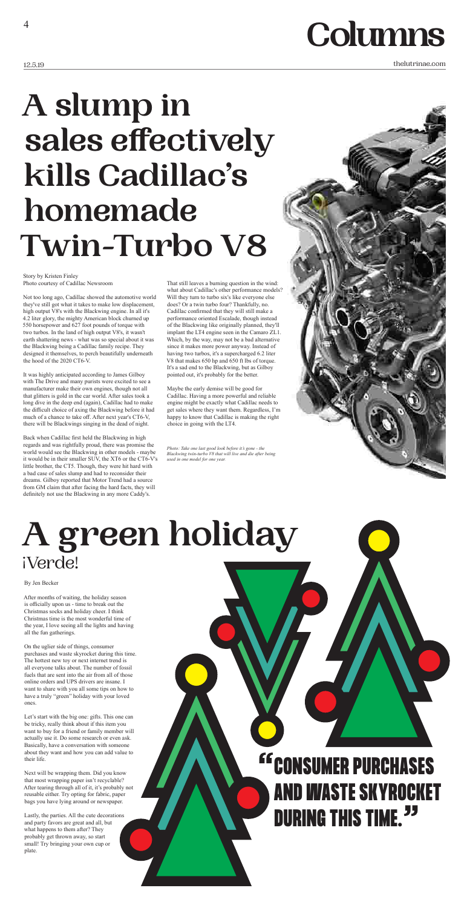# Columns

# A slump in sales effectively kills Cadillac's homemade Twin-Turbo V8

Story by Kristen Finley
Photo courtesy of Cadillac Newsroom

Not too long ago, Cadillac showed the automotive world they've still got what it takes to make low displacement, high output V8's with the Blackwing engine. In all it's 4.2 liter glory, the mighty American block churned up 550 horsepower and 627 foot pounds of torque with two turbos. In the land of high output V8's, it wasn't earth shattering news - what was so special about it was the Blackwing being a Cadillac family recipe. They designed it themselves, to perch beautifully underneath the hood of the 2020 CT6-V.

It was highly anticipated according to James Gilboy with The Drive and many purists were excited to see a manufacturer make their own engines, though not all that glitters is gold in the car world. After sales took a long dive in the deep end (again), Cadillac had to make the difficult choice of axing the Blackwing before it had much of a chance to take off. After next year's CT6-V, there will be Blackwings singing in the dead of night.

Back when Cadillac first held the Blackwing in high regards and was rightfully proud, there was promise the world would see the Blackwing in other models - maybe it would be in their smaller SUV, the XT6 or the CT6-V's little brother, the CT5. Though, they were hit hard with a bad case of sales slump and had to reconsider their dreams. Gilboy reported that Motor Trend had a source from GM claim that after facing the hard facts, they will definitely not use the Blackwing in any more Caddy's.

That still leaves a burning question in the wind: what about Cadillac's other performance models? Will they turn to turbo six's like everyone else does? Or a twin turbo four? Thankfully, no. Cadillac confirmed that they will still make a performance oriented Escalade, though instead of the Blackwing like originally planned, they'll implant the LT4 engine seen in the Camaro ZL1. Which, by the way, may not be a bad alternative since it makes more power anyway. Instead of having two turbos, it's a supercharged 6.2 liter V8 that makes 650 hp and 650 ft lbs of torque. It's a sad end to the Blackwing, but as Gilboy pointed out, it's probably for the better.

Maybe the early demise will be good for Cadillac. Having a more powerful and reliable engine might be exactly what Cadillac needs to get sales where they want them. Regardless, I'm happy to know that Cadillac is making the right choice in going with the LT4.

*Photo: Take one last good look before it's gone - the Blackwing twin-turbo V8 that will live and die after being used in one model for one year.*

# A green holiday

## ¡Verde!

By Jen Becker

After months of waiting, the holiday season is officially upon us - time to break out the Christmas socks and holiday cheer. I think Christmas time is the most wonderful time of the year, I love seeing all the lights and having all the fun gatherings.

On the uglier side of things, consumer purchases and waste skyrocket during this time. The hottest new toy or next internet trend is all everyone talks about. The number of fossil fuels that are sent into the air from all of those online orders and UPS drivers are insane. I want to share with you all some tips on how to have a truly "green" holiday with your loved ones.

Let's start with the big one: gifts. This one can be tricky, really think about if this item you want to buy for a friend or family member will actually use it. Do some research or even ask. Basically, have a conversation with someone about they want and how you can add value to their life.

Next will be wrapping them. Did you know that most wrapping paper isn't recyclable? After tearing through all of it, it's probably not reusable either. Try opting for fabric, paper bags you have lying around or newspaper.

Lastly, the parties. All the cute decorations and party favors are great and all, but what happens to them after? They probably get thrown away, so start small! Try bringing your own cup or plate.

> **"CONSUMER PURCHASES AND WASTE SKYROCKET DURING THIS TIME."**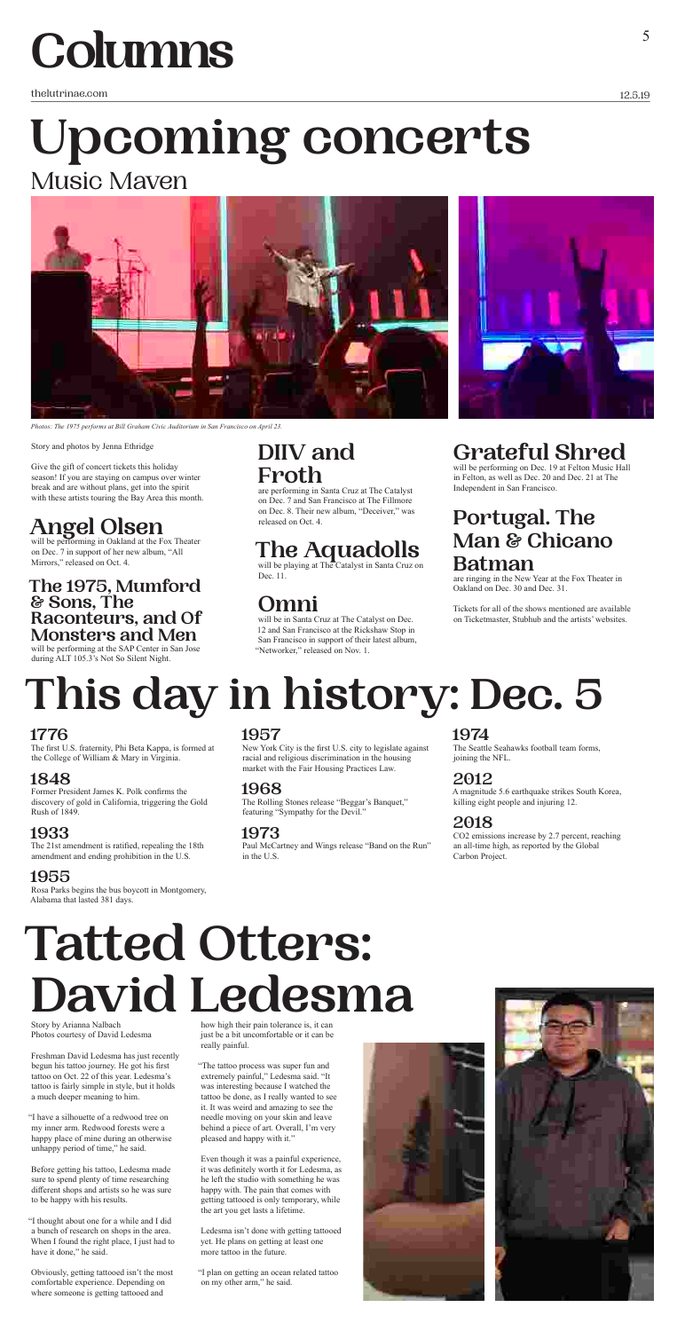# Columns

# Upcoming concerts

## Music Maven

*Photos: The 1975 performs at Bill Graham Civic Auditorium in San Francisco on April 23.*

Story and photos by Jenna Ethridge

Give the gift of concert tickets this holiday season! If you are staying on campus over winter break and are without plans, get into the spirit with these artists touring the Bay Area this month.

### Angel Olsen

will be performing in Oakland at the Fox Theater on Dec. 7 in support of her new album, "All Mirrors," released on Oct. 4.

### The 1975, Mumford & Sons, The Raconteurs, and Of Monsters and Men

will be performing at the SAP Center in San Jose during ALT 105.3's Not So Silent Night.

### DIIV and Froth

are performing in Santa Cruz at The Catalyst on Dec. 7 and San Francisco at The Fillmore on Dec. 8. Their new album, "Deceiver," was released on Oct. 4.

### The Aquadolls

will be playing at The Catalyst in Santa Cruz on Dec. 11.

### Omni

will be in Santa Cruz at The Catalyst on Dec. 12 and San Francisco at the Rickshaw Stop in San Francisco in support of their latest album, "Networker," released on Nov. 1.

### Grateful Shred

will be performing on Dec. 19 at Felton Music Hall in Felton, as well as Dec. 20 and Dec. 21 at The Independent in San Francisco.

### Portugal. The Man & Chicano Batman

are ringing in the New Year at the Fox Theater in Oakland on Dec. 30 and Dec. 31.

Tickets for all of the shows mentioned are available on Ticketmaster, Stubhub and the artists' websites.

# This day in history: Dec. 5

### 1776

The first U.S. fraternity, Phi Beta Kappa, is formed at the College of William & Mary in Virginia.

### 1848

Former President James K. Polk confirms the discovery of gold in California, triggering the Gold Rush of 1849.

### 1933

The 21st amendment is ratified, repealing the 18th amendment and ending prohibition in the U.S.

### 1955

Rosa Parks begins the bus boycott in Montgomery, Alabama that lasted 381 days.

### 1957

New York City is the first U.S. city to legislate against racial and religious discrimination in the housing market with the Fair Housing Practices Law.

### 1968

The Rolling Stones release "Beggar's Banquet," featuring "Sympathy for the Devil."

### 1973

Paul McCartney and Wings release "Band on the Run" in the U.S.

### 1974

The Seattle Seahawks football team forms, joining the NFL.

### 2012

A magnitude 5.6 earthquake strikes South Korea, killing eight people and injuring 12.

### 2018

$CO_2$ emissions increase by 2.7 percent, reaching an all-time high, as reported by the Global Carbon Project.

# Tatted Otters: David Ledesma

Story by Arianna Nalbach
Photos courtesy of David Ledesma

Freshman David Ledesma has just recently begun his tattoo journey. He got his first tattoo on Oct. 22 of this year. Ledesma's tattoo is fairly simple in style, but it holds a much deeper meaning to him.

"I have a silhouette of a redwood tree on my inner arm. Redwood forests were a happy place of mine during an otherwise unhappy period of time," he said.

Before getting his tattoo, Ledesma made sure to spend plenty of time researching different shops and artists so he was sure to be happy with his results.

"I thought about one for a while and I did a bunch of research on shops in the area. When I found the right place, I just had to have it done," he said.

Obviously, getting tattooed isn't the most comfortable experience. Depending on where someone is getting tattooed and how high their pain tolerance is, it can just be a bit uncomfortable or it can be really painful.

"The tattoo process was super fun and extremely painful," Ledesma said. "It was interesting because I watched the tattoo be done, as I really wanted to see it. It was weird and amazing to see the needle moving on your skin and leave behind a piece of art. Overall, I'm very pleased and happy with it."

Even though it was a painful experience, it was definitely worth it for Ledesma, as he left the studio with something he was happy with. The pain that comes with getting tattooed is only temporary, while the art you get lasts a lifetime.

Ledesma isn't done with getting tattooed yet. He plans on getting at least one more tattoo in the future.

"I plan on getting an ocean related tattoo on my other arm," he said.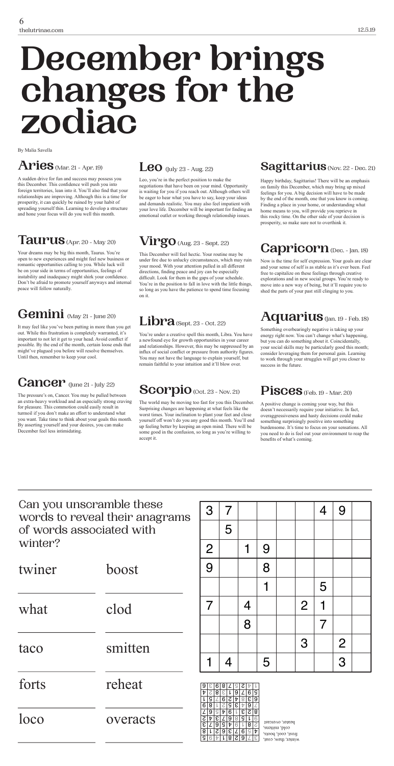# December brings changes for the zodiac

By Malia Savella

## Aries (Mar. 21 - Apr. 19)

A sudden drive for fun and success may possess you this December. This confidence will push you into foreign territories, lean into it. You'll also find that your relationships are improving. Although this is a time for prosperity, it can quickly be ruined by your habit of spreading yourself thin. Learning to develop a structure and hone your focus will do you well this month.

## Taurus (Apr. 20 - May 20)

Your dreams may be big this month, Taurus. You're open to new experiences and might feel new business or romantic opportunities calling to you. While luck will be on your side in terms of opportunities, feelings of instability and inadequacy might shirk your confidence. Don't be afraid to promote yourself anyways and internal peace will follow naturally.

## Gemini (May 21 - June 20)

It may feel like you've been putting in more than you get out. While this frustration is completely warranted, it's important to not let it get to your head. Avoid conflict if possible. By the end of the month, certain loose ends that might've plagued you before will resolve themselves. Until then, remember to keep your cool.

## Cancer (June 21 - July 22)

The pressure's on, Cancer. You may be pulled between an extra-heavy workload and an especially strong craving for pleasure. This commotion could easily result in turmoil if you don't make an effort to understand what you want. Take time to think about your goals this month. By asserting yourself and your desires, you can make December feel less intimidating.

## Leo (July 23 - Aug. 22)

Leo, you're in the perfect position to make the negotiations that have been on your mind. Opportunity is waiting for you if you reach out. Although others will be eager to hear what you have to say, keep your ideas and demands realistic. You may also feel impatient with your love life. December will be important for finding an emotional outlet or working through relationship issues.

## Virgo (Aug. 23 - Sept. 22)

This December will feel hectic. Your routine may be under fire due to unlucky circumstances, which may ruin your mood. With your attention pulled in all different directions, finding peace and joy can be especially difficult. Look for them in the gaps of your schedule. You're in the position to fall in love with the little things, so long as you have the patience to spend time focusing on it.

## Libra (Sept. 23 - Oct. 22)

You're under a creative spell this month, Libra. You have a newfound eye for growth opportunities in your career and relationships. However, this may be suppressed by an influx of social conflict or pressure from authority figures. You may not have the language to explain yourself, but remain faithful to your intuition and it'll blow over.

## Scorpio (Oct. 23 - Nov. 21)

The world may be moving too fast for you this December. Surprising changes are happening at what feels like the worst times. Your inclination to plant your feet and close yourself off won't do you any good this month. You'll end up feeling better by keeping an open mind. There will be some good in the confusion, so long as you're willing to accept it.

## Sagittarius (Nov. 22 - Dec. 21)

Happy birthday, Sagittarius! There will be an emphasis on family this December, which may bring up mixed feelings for you. A big decision will have to be made by the end of the month, one that you know is coming. Finding a place in your home, or understanding what home means to you, will provide you reprieve in this rocky time. On the other side of your decision is prosperity, so make sure not to overthink it.

## Capricorn (Dec. - Jan. 18)

Now is the time for self expression. Your goals are clear and your sense of self is as stable as it's ever been. Feel free to capitalize on these feelings through creative explorations and in new social groups. You're ready to move into a new way of being, but it'll require you to shed the parts of your past still clinging to you.

## Aquarius (Jan. 19 - Feb. 18)

Something overbearingly negative is taking up your energy right now. You can't change what's happening, but you can do something about it. Coincidentally, your social skills may be particularly good this month; consider leveraging them for personal gain. Learning to work through your struggles will get you closer to success in the future.

## Pisces (Feb. 19 - Mar. 20)

A positive change is coming your way, but this doesn't necessarily require your initiative. In fact, overaggressiveness and hasty decisions could make something surprisingly positive into something burdensome. It's time to focus on your sensations. All you need to do is feel out your environment to reap the benefits of what's coming.

---

Can you unscramble these words to reveal their anagrams of words associated with winter?

twiner ____________ boost ____________

what ____________ clod ____________

taco ____________ smitten ____________

forts ____________ reheat ____________

loco ____________ overacts ____________

| | | | | | | | | |
|---|---|---|---|---|---|---|---|---|
| 3 | 7 | | | | | 4 | 9 | |
| | 5 | | | | | | | |
| 2 | | 1 | 9 | | | | | |
| 9 | | | 8 | | | | | |
| | | | 1 | | | 5 | | |
| 7 | | 4 | | | 2 | 1 | | |
| | | 8 | | | | 7 | | |
| | | | | | 3 | | 2 | |
| 1 | 4 | | 5 | | | | 3 | |

winter, thaw, coat, frost, cool, boots, cold, mittens, heater, overcast